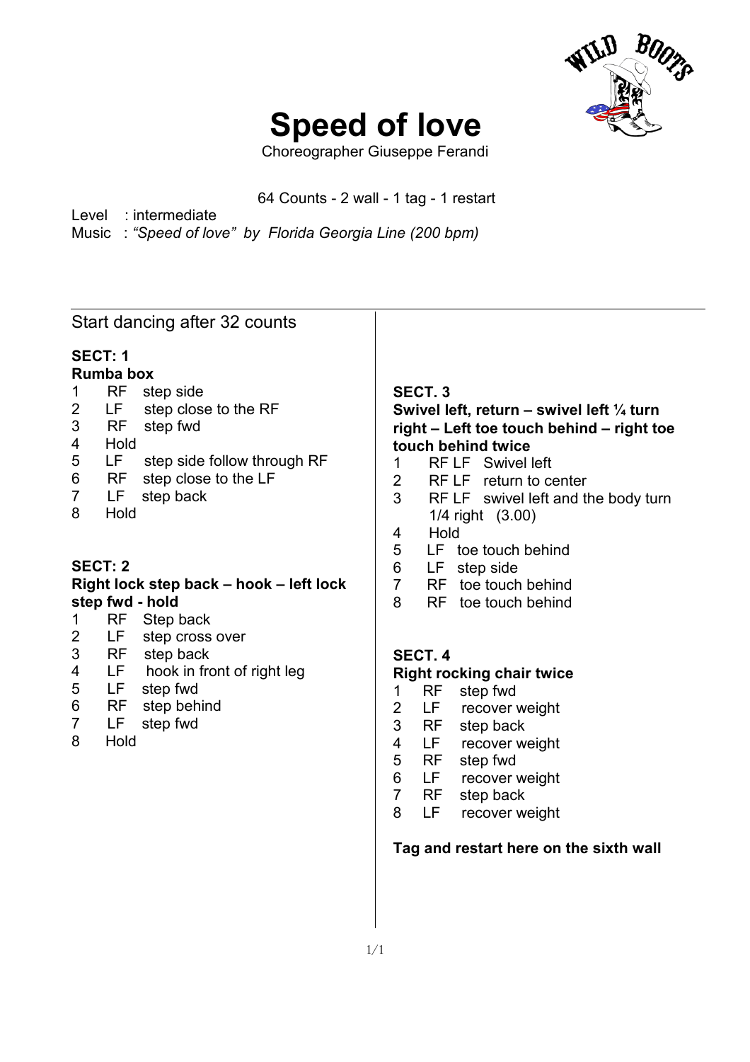# Speed of love

Choreographer Giuseppe Ferandi

64 Counts - 2 wall - 1 tag - 1 restart

Level : intermediate
Music : *"Speed of love" by Florida Georgia Line (200 bpm)*

Start dancing after 32 counts

**SECT: 1**
**Rumba box**

1 RF step side
2 LF step close to the RF
3 RF step fwd
4 Hold
5 LF step side follow through RF
6 RF step close to the LF
7 LF step back
8 Hold

**SECT: 2**
**Right lock step back – hook – left lock step fwd - hold**

1 RF Step back
2 LF step cross over
3 RF step back
4 LF hook in front of right leg
5 LF step fwd
6 RF step behind
7 LF step fwd
8 Hold

**SECT. 3**
**Swivel left, return – swivel left ¼ turn right – Left toe touch behind – right toe touch behind twice**

1 RF LF Swivel left
2 RF LF return to center
3 RF LF swivel left and the body turn 1/4 right (3.00)
4 Hold
5 LF toe touch behind
6 LF step side
7 RF toe touch behind
8 RF toe touch behind

**SECT. 4**
**Right rocking chair twice**

1 RF step fwd
2 LF recover weight
3 RF step back
4 LF recover weight
5 RF step fwd
6 LF recover weight
7 RF step back
8 LF recover weight

**Tag and restart here on the sixth wall**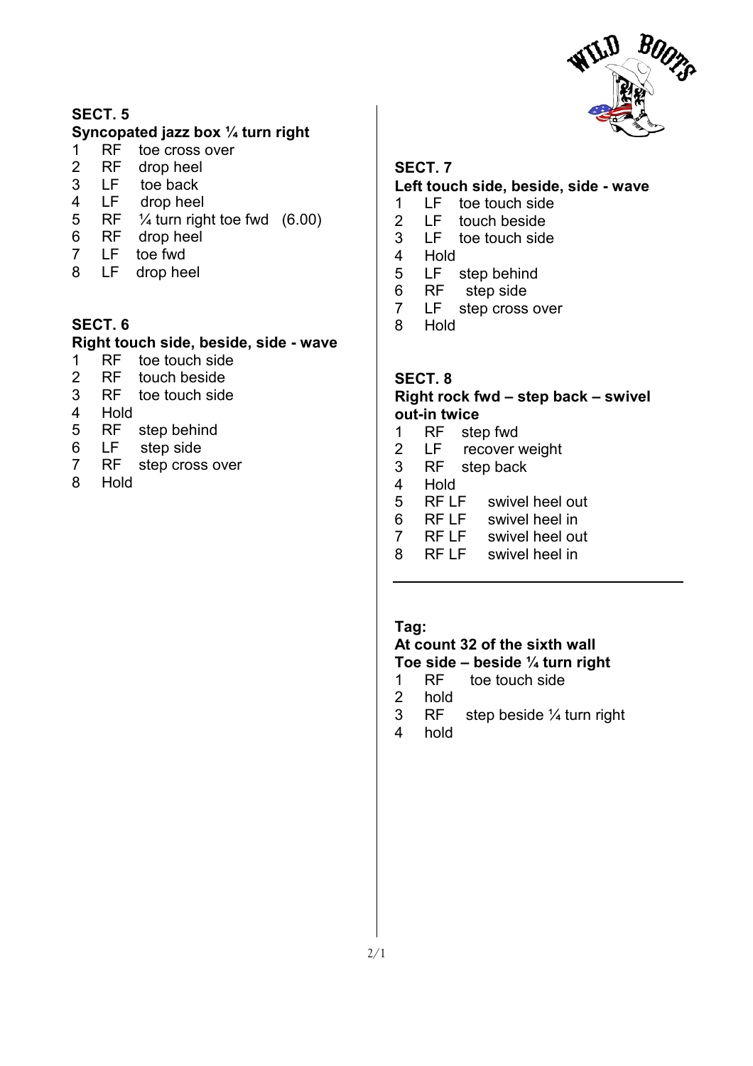**SECT. 5**

**Syncopated jazz box ¼ turn right**

1 RF toe cross over
2 RF drop heel
3 LF toe back
4 LF drop heel
5 RF ¼ turn right toe fwd (6.00)
6 RF drop heel
7 LF toe fwd
8 LF drop heel

**SECT. 6**

**Right touch side, beside, side - wave**

1 RF toe touch side
2 RF touch beside
3 RF toe touch side
4 Hold
5 RF step behind
6 LF step side
7 RF step cross over
8 Hold

**SECT. 7**

**Left touch side, beside, side - wave**

1 LF toe touch side
2 LF touch beside
3 LF toe touch side
4 Hold
5 LF step behind
6 RF step side
7 LF step cross over
8 Hold

**SECT. 8**

**Right rock fwd – step back – swivel out-in twice**

1 RF step fwd
2 LF recover weight
3 RF step back
4 Hold
5 RF LF swivel heel out
6 RF LF swivel heel in
7 RF LF swivel heel out
8 RF LF swivel heel in

---

**Tag:**

**At count 32 of the sixth wall**

**Toe side – beside ¼ turn right**

1 RF toe touch side
2 hold
3 RF step beside ¼ turn right
4 hold